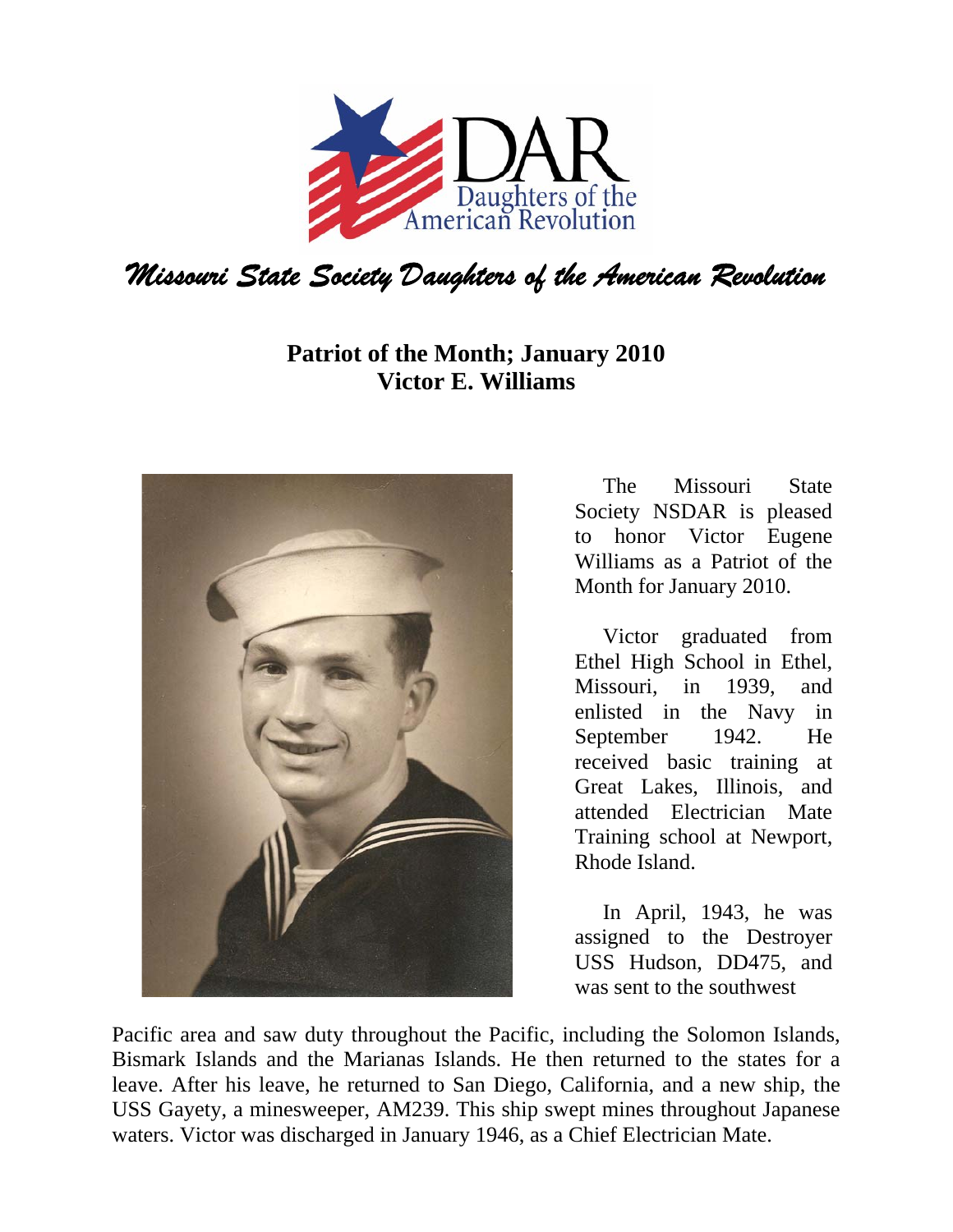DAR
Daughters of the American Revolution

*Missouri State Society Daughters of the American Revolution*

## Patriot of the Month; January 2010
## Victor E. Williams

The Missouri State Society NSDAR is pleased to honor Victor Eugene Williams as a Patriot of the Month for January 2010.

Victor graduated from Ethel High School in Ethel, Missouri, in 1939, and enlisted in the Navy in September 1942. He received basic training at Great Lakes, Illinois, and attended Electrician Mate Training school at Newport, Rhode Island.

In April, 1943, he was assigned to the Destroyer USS Hudson, DD475, and was sent to the southwest Pacific area and saw duty throughout the Pacific, including the Solomon Islands, Bismark Islands and the Marianas Islands. He then returned to the states for a leave. After his leave, he returned to San Diego, California, and a new ship, the USS Gayety, a minesweeper, AM239. This ship swept mines throughout Japanese waters. Victor was discharged in January 1946, as a Chief Electrician Mate.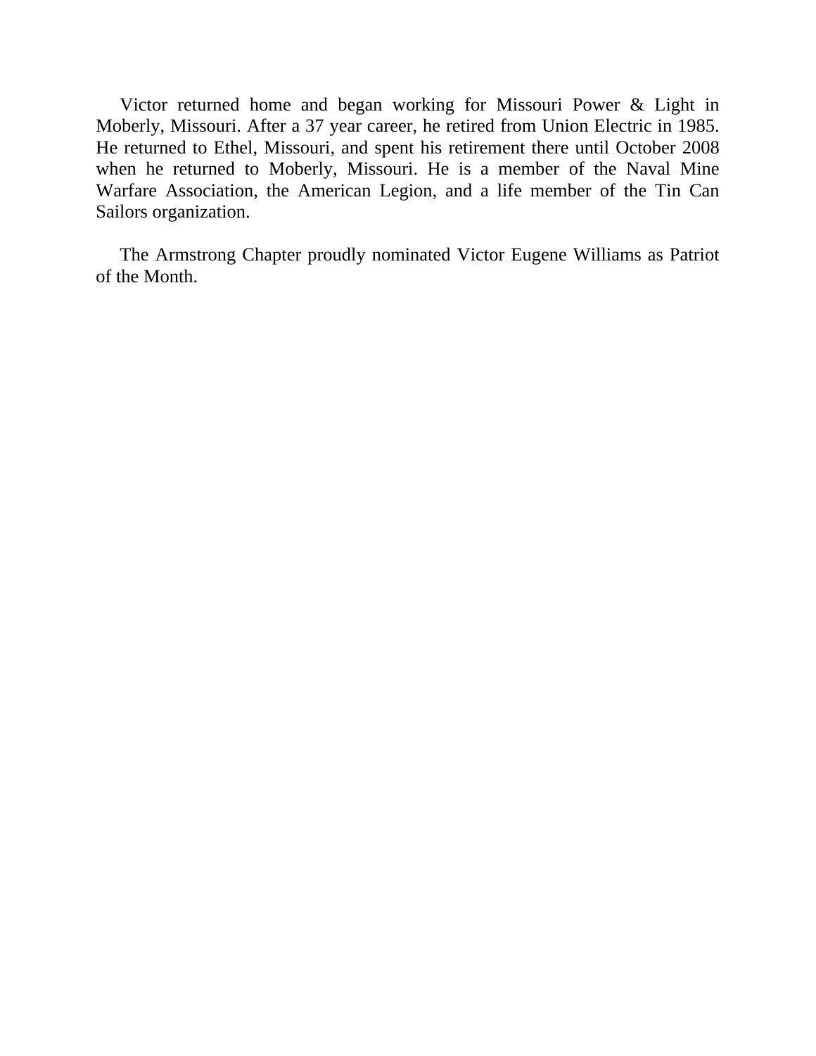Victor returned home and began working for Missouri Power & Light in Moberly, Missouri. After a 37 year career, he retired from Union Electric in 1985. He returned to Ethel, Missouri, and spent his retirement there until October 2008 when he returned to Moberly, Missouri. He is a member of the Naval Mine Warfare Association, the American Legion, and a life member of the Tin Can Sailors organization.

The Armstrong Chapter proudly nominated Victor Eugene Williams as Patriot of the Month.